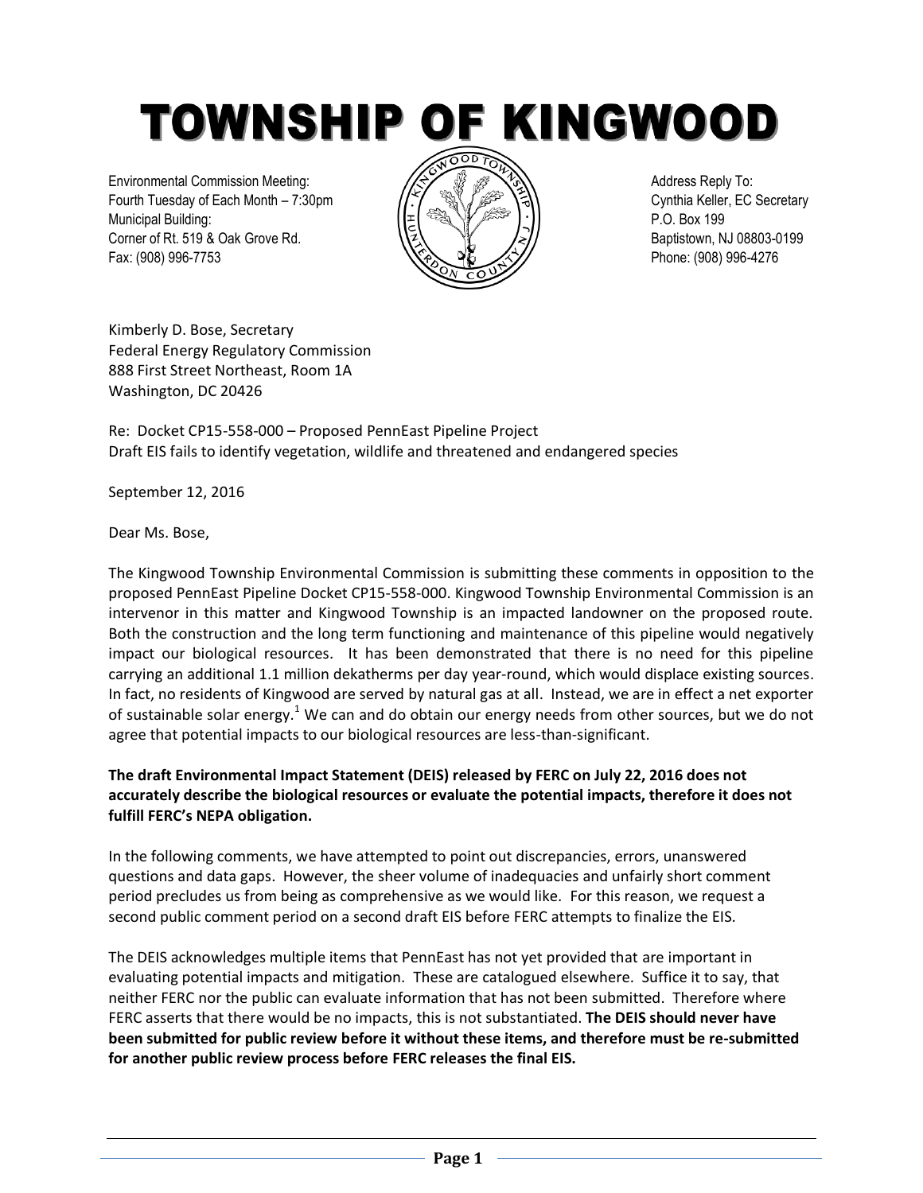# TOWNSHIP OF KINGWOOD

Environmental Commission Meeting:
Fourth Tuesday of Each Month – 7:30pm
Municipal Building:
Corner of Rt. 519 & Oak Grove Rd.
Fax: (908) 996-7753

Address Reply To:
Cynthia Keller, EC Secretary
P.O. Box 199
Baptistown, NJ 08803-0199
Phone: (908) 996-4276

Kimberly D. Bose, Secretary
Federal Energy Regulatory Commission
888 First Street Northeast, Room 1A
Washington, DC 20426

Re: Docket CP15-558-000 – Proposed PennEast Pipeline Project
Draft EIS fails to identify vegetation, wildlife and threatened and endangered species

September 12, 2016

Dear Ms. Bose,

The Kingwood Township Environmental Commission is submitting these comments in opposition to the proposed PennEast Pipeline Docket CP15-558-000. Kingwood Township Environmental Commission is an intervenor in this matter and Kingwood Township is an impacted landowner on the proposed route. Both the construction and the long term functioning and maintenance of this pipeline would negatively impact our biological resources. It has been demonstrated that there is no need for this pipeline carrying an additional 1.1 million dekatherms per day year-round, which would displace existing sources. In fact, no residents of Kingwood are served by natural gas at all. Instead, we are in effect a net exporter of sustainable solar energy.[1] We can and do obtain our energy needs from other sources, but we do not agree that potential impacts to our biological resources are less-than-significant.

**The draft Environmental Impact Statement (DEIS) released by FERC on July 22, 2016 does not accurately describe the biological resources or evaluate the potential impacts, therefore it does not fulfill FERC's NEPA obligation.**

In the following comments, we have attempted to point out discrepancies, errors, unanswered questions and data gaps. However, the sheer volume of inadequacies and unfairly short comment period precludes us from being as comprehensive as we would like. For this reason, we request a second public comment period on a second draft EIS before FERC attempts to finalize the EIS.

The DEIS acknowledges multiple items that PennEast has not yet provided that are important in evaluating potential impacts and mitigation. These are catalogued elsewhere. Suffice it to say, that neither FERC nor the public can evaluate information that has not been submitted. Therefore where FERC asserts that there would be no impacts, this is not substantiated. **The DEIS should never have been submitted for public review before it without these items, and therefore must be re-submitted for another public review process before FERC releases the final EIS.**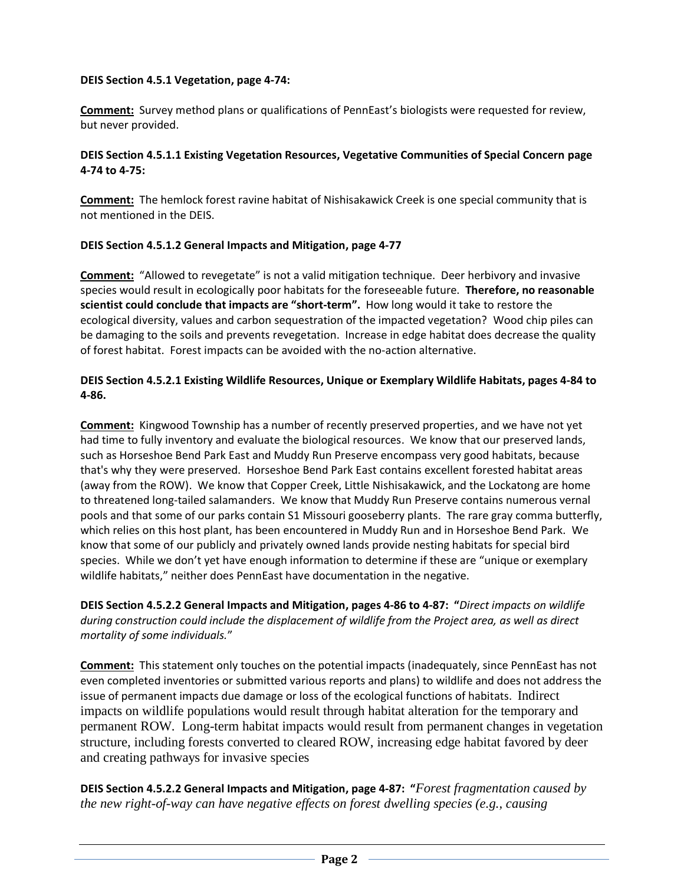**DEIS Section 4.5.1 Vegetation, page 4-74:**

**Comment:** Survey method plans or qualifications of PennEast's biologists were requested for review, but never provided.

**DEIS Section 4.5.1.1 Existing Vegetation Resources, Vegetative Communities of Special Concern page 4-74 to 4-75:**

**Comment:** The hemlock forest ravine habitat of Nishisakawick Creek is one special community that is not mentioned in the DEIS.

**DEIS Section 4.5.1.2 General Impacts and Mitigation, page 4-77**

**Comment:** "Allowed to revegetate" is not a valid mitigation technique. Deer herbivory and invasive species would result in ecologically poor habitats for the foreseeable future. **Therefore, no reasonable scientist could conclude that impacts are "short-term".** How long would it take to restore the ecological diversity, values and carbon sequestration of the impacted vegetation? Wood chip piles can be damaging to the soils and prevents revegetation. Increase in edge habitat does decrease the quality of forest habitat. Forest impacts can be avoided with the no-action alternative.

**DEIS Section 4.5.2.1 Existing Wildlife Resources, Unique or Exemplary Wildlife Habitats, pages 4-84 to 4-86.**

**Comment:** Kingwood Township has a number of recently preserved properties, and we have not yet had time to fully inventory and evaluate the biological resources. We know that our preserved lands, such as Horseshoe Bend Park East and Muddy Run Preserve encompass very good habitats, because that's why they were preserved. Horseshoe Bend Park East contains excellent forested habitat areas (away from the ROW). We know that Copper Creek, Little Nishisakawick, and the Lockatong are home to threatened long-tailed salamanders. We know that Muddy Run Preserve contains numerous vernal pools and that some of our parks contain S1 Missouri gooseberry plants. The rare gray comma butterfly, which relies on this host plant, has been encountered in Muddy Run and in Horseshoe Bend Park. We know that some of our publicly and privately owned lands provide nesting habitats for special bird species. While we don't yet have enough information to determine if these are "unique or exemplary wildlife habitats," neither does PennEast have documentation in the negative.

**DEIS Section 4.5.2.2 General Impacts and Mitigation, pages 4-86 to 4-87: "***Direct impacts on wildlife during construction could include the displacement of wildlife from the Project area, as well as direct mortality of some individuals.*"

**Comment:** This statement only touches on the potential impacts (inadequately, since PennEast has not even completed inventories or submitted various reports and plans) to wildlife and does not address the issue of permanent impacts due damage or loss of the ecological functions of habitats. Indirect impacts on wildlife populations would result through habitat alteration for the temporary and permanent ROW. Long-term habitat impacts would result from permanent changes in vegetation structure, including forests converted to cleared ROW, increasing edge habitat favored by deer and creating pathways for invasive species

**DEIS Section 4.5.2.2 General Impacts and Mitigation, page 4-87: "***Forest fragmentation caused by the new right-of-way can have negative effects on forest dwelling species (e.g., causing*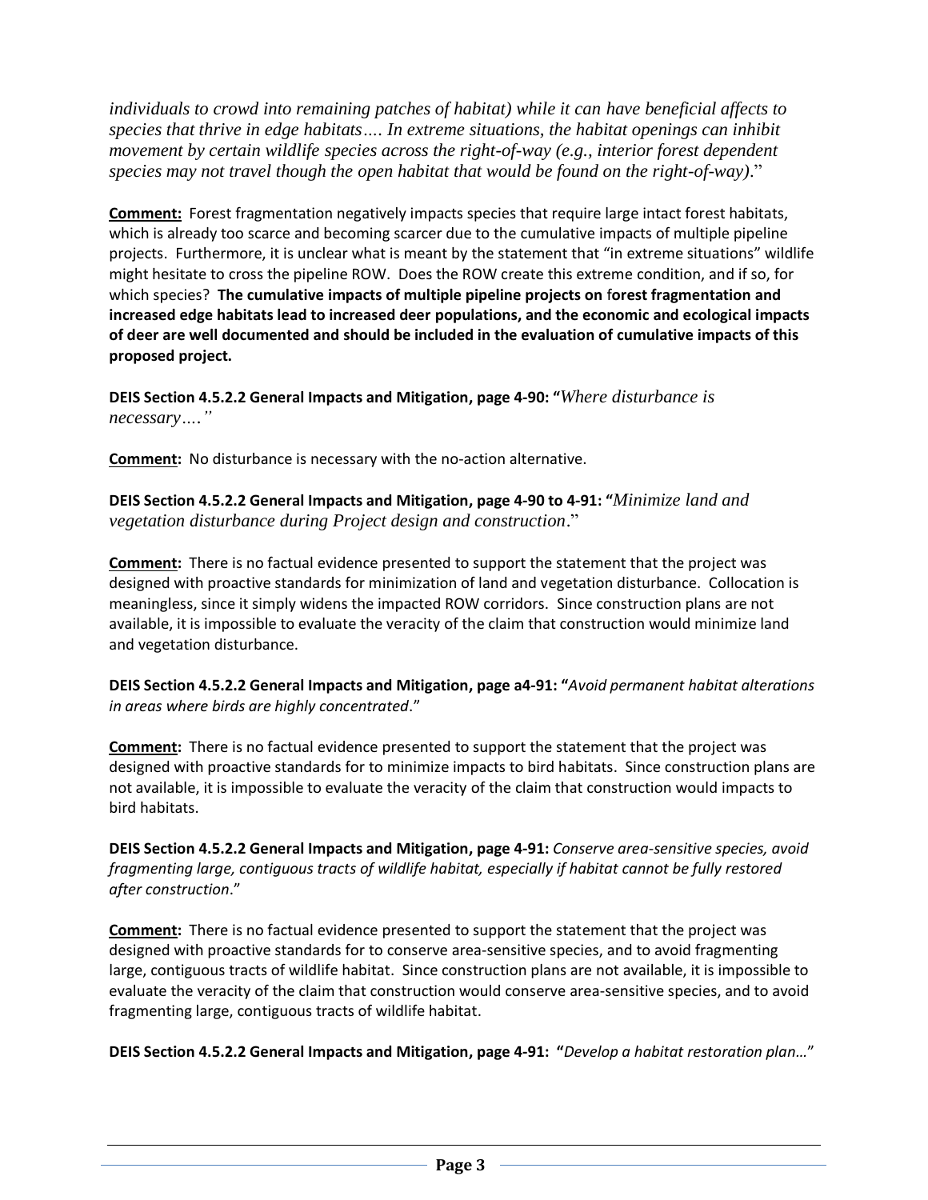*individuals to crowd into remaining patches of habitat) while it can have beneficial affects to species that thrive in edge habitats…. In extreme situations, the habitat openings can inhibit movement by certain wildlife species across the right-of-way (e.g., interior forest dependent species may not travel though the open habitat that would be found on the right-of-way)*."

**Comment:** Forest fragmentation negatively impacts species that require large intact forest habitats, which is already too scarce and becoming scarcer due to the cumulative impacts of multiple pipeline projects. Furthermore, it is unclear what is meant by the statement that "in extreme situations" wildlife might hesitate to cross the pipeline ROW. Does the ROW create this extreme condition, and if so, for which species? **The cumulative impacts of multiple pipeline projects on forest fragmentation and increased edge habitats lead to increased deer populations, and the economic and ecological impacts of deer are well documented and should be included in the evaluation of cumulative impacts of this proposed project.**

**DEIS Section 4.5.2.2 General Impacts and Mitigation, page 4-90: "***Where disturbance is necessary…."*

**Comment:** No disturbance is necessary with the no-action alternative.

**DEIS Section 4.5.2.2 General Impacts and Mitigation, page 4-90 to 4-91: "***Minimize land and vegetation disturbance during Project design and construction*."

**Comment:** There is no factual evidence presented to support the statement that the project was designed with proactive standards for minimization of land and vegetation disturbance. Collocation is meaningless, since it simply widens the impacted ROW corridors. Since construction plans are not available, it is impossible to evaluate the veracity of the claim that construction would minimize land and vegetation disturbance.

**DEIS Section 4.5.2.2 General Impacts and Mitigation, page a4-91: "***Avoid permanent habitat alterations in areas where birds are highly concentrated*."

**Comment:** There is no factual evidence presented to support the statement that the project was designed with proactive standards for to minimize impacts to bird habitats. Since construction plans are not available, it is impossible to evaluate the veracity of the claim that construction would impacts to bird habitats.

**DEIS Section 4.5.2.2 General Impacts and Mitigation, page 4-91:** *Conserve area-sensitive species, avoid fragmenting large, contiguous tracts of wildlife habitat, especially if habitat cannot be fully restored after construction*."

**Comment:** There is no factual evidence presented to support the statement that the project was designed with proactive standards for to conserve area-sensitive species, and to avoid fragmenting large, contiguous tracts of wildlife habitat. Since construction plans are not available, it is impossible to evaluate the veracity of the claim that construction would conserve area-sensitive species, and to avoid fragmenting large, contiguous tracts of wildlife habitat.

**DEIS Section 4.5.2.2 General Impacts and Mitigation, page 4-91: "***Develop a habitat restoration plan…*"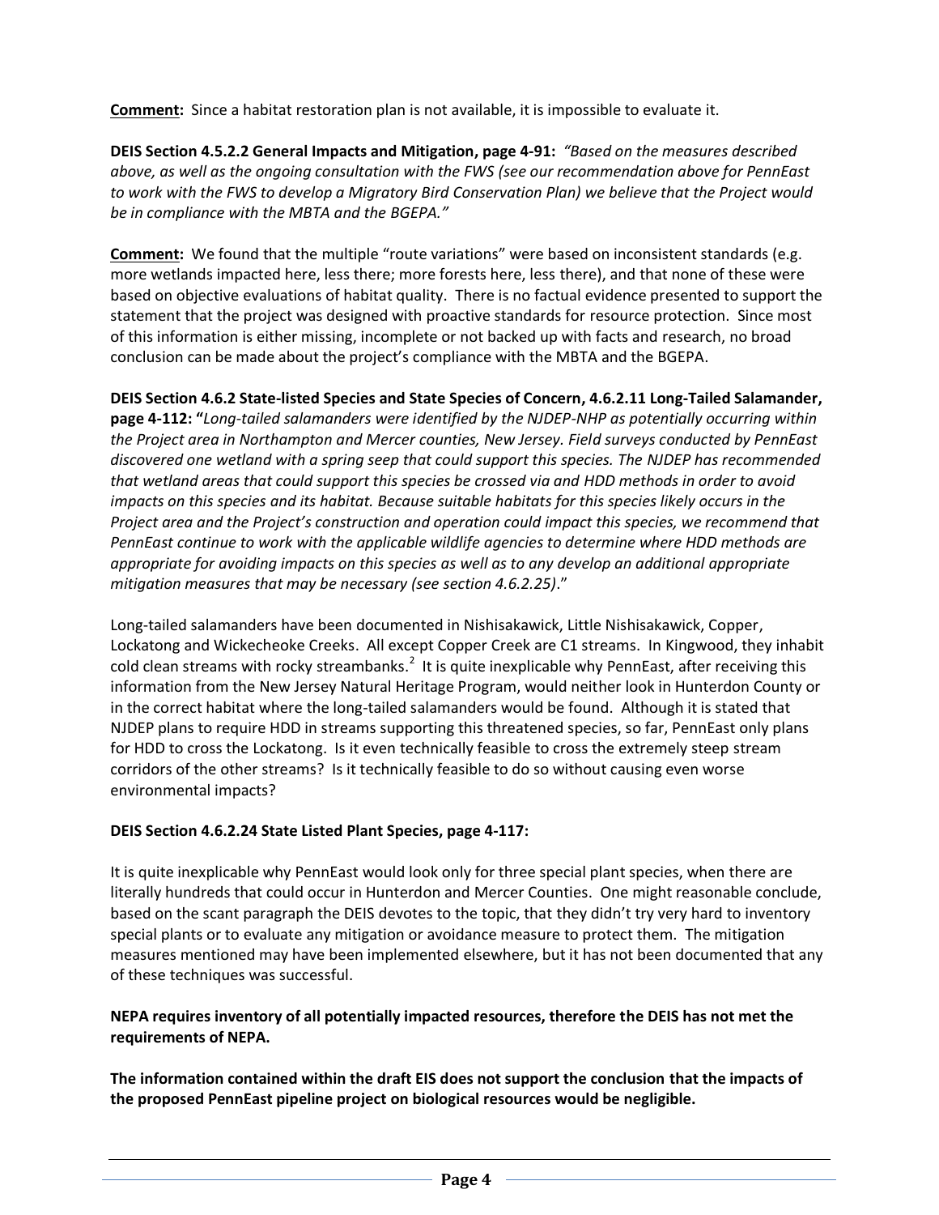**Comment:** Since a habitat restoration plan is not available, it is impossible to evaluate it.

**DEIS Section 4.5.2.2 General Impacts and Mitigation, page 4-91:** *"Based on the measures described above, as well as the ongoing consultation with the FWS (see our recommendation above for PennEast to work with the FWS to develop a Migratory Bird Conservation Plan) we believe that the Project would be in compliance with the MBTA and the BGEPA."*

**Comment:** We found that the multiple "route variations" were based on inconsistent standards (e.g. more wetlands impacted here, less there; more forests here, less there), and that none of these were based on objective evaluations of habitat quality. There is no factual evidence presented to support the statement that the project was designed with proactive standards for resource protection. Since most of this information is either missing, incomplete or not backed up with facts and research, no broad conclusion can be made about the project's compliance with the MBTA and the BGEPA.

**DEIS Section 4.6.2 State-listed Species and State Species of Concern, 4.6.2.11 Long-Tailed Salamander, page 4-112: "***Long-tailed salamanders were identified by the NJDEP-NHP as potentially occurring within the Project area in Northampton and Mercer counties, New Jersey. Field surveys conducted by PennEast discovered one wetland with a spring seep that could support this species. The NJDEP has recommended that wetland areas that could support this species be crossed via and HDD methods in order to avoid impacts on this species and its habitat. Because suitable habitats for this species likely occurs in the Project area and the Project's construction and operation could impact this species, we recommend that PennEast continue to work with the applicable wildlife agencies to determine where HDD methods are appropriate for avoiding impacts on this species as well as to any develop an additional appropriate mitigation measures that may be necessary (see section 4.6.2.25)*."

Long-tailed salamanders have been documented in Nishisakawick, Little Nishisakawick, Copper, Lockatong and Wickecheoke Creeks. All except Copper Creek are C1 streams. In Kingwood, they inhabit cold clean streams with rocky streambanks.[2] It is quite inexplicable why PennEast, after receiving this information from the New Jersey Natural Heritage Program, would neither look in Hunterdon County or in the correct habitat where the long-tailed salamanders would be found. Although it is stated that NJDEP plans to require HDD in streams supporting this threatened species, so far, PennEast only plans for HDD to cross the Lockatong. Is it even technically feasible to cross the extremely steep stream corridors of the other streams? Is it technically feasible to do so without causing even worse environmental impacts?

**DEIS Section 4.6.2.24 State Listed Plant Species, page 4-117:**

It is quite inexplicable why PennEast would look only for three special plant species, when there are literally hundreds that could occur in Hunterdon and Mercer Counties. One might reasonable conclude, based on the scant paragraph the DEIS devotes to the topic, that they didn't try very hard to inventory special plants or to evaluate any mitigation or avoidance measure to protect them. The mitigation measures mentioned may have been implemented elsewhere, but it has not been documented that any of these techniques was successful.

**NEPA requires inventory of all potentially impacted resources, therefore the DEIS has not met the requirements of NEPA.**

**The information contained within the draft EIS does not support the conclusion that the impacts of the proposed PennEast pipeline project on biological resources would be negligible.**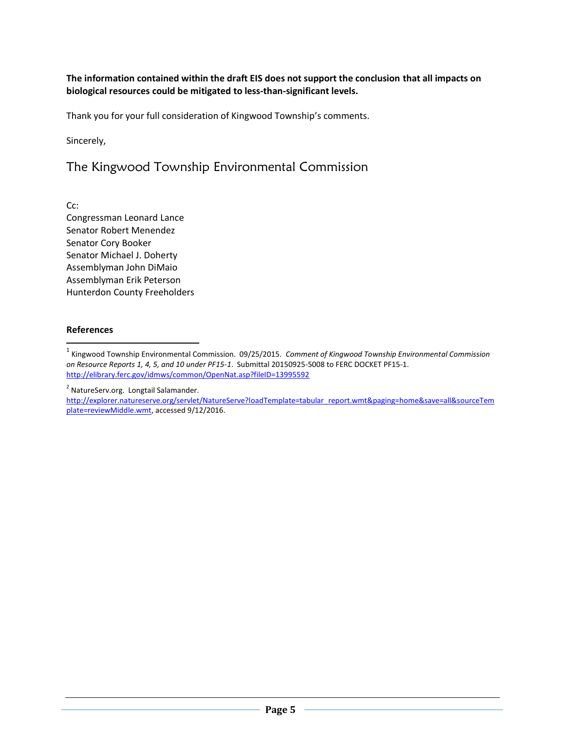**The information contained within the draft EIS does not support the conclusion that all impacts on biological resources could be mitigated to less-than-significant levels.**

Thank you for your full consideration of Kingwood Township's comments.

Sincerely,

The Kingwood Township Environmental Commission

Cc:
Congressman Leonard Lance
Senator Robert Menendez
Senator Cory Booker
Senator Michael J. Doherty
Assemblyman John DiMaio
Assemblyman Erik Peterson
Hunterdon County Freeholders

**References**

[1] Kingwood Township Environmental Commission. 09/25/2015. *Comment of Kingwood Township Environmental Commission on Resource Reports 1, 4, 5, and 10 under PF15-1*. Submittal 20150925-5008 to FERC DOCKET PF15-1. http://elibrary.ferc.gov/idmws/common/OpenNat.asp?fileID=13995592

[2] NatureServ.org. Longtail Salamander. http://explorer.natureserve.org/servlet/NatureServe?loadTemplate=tabular_report.wmt&paging=home&save=all&sourceTemplate=reviewMiddle.wmt, accessed 9/12/2016.